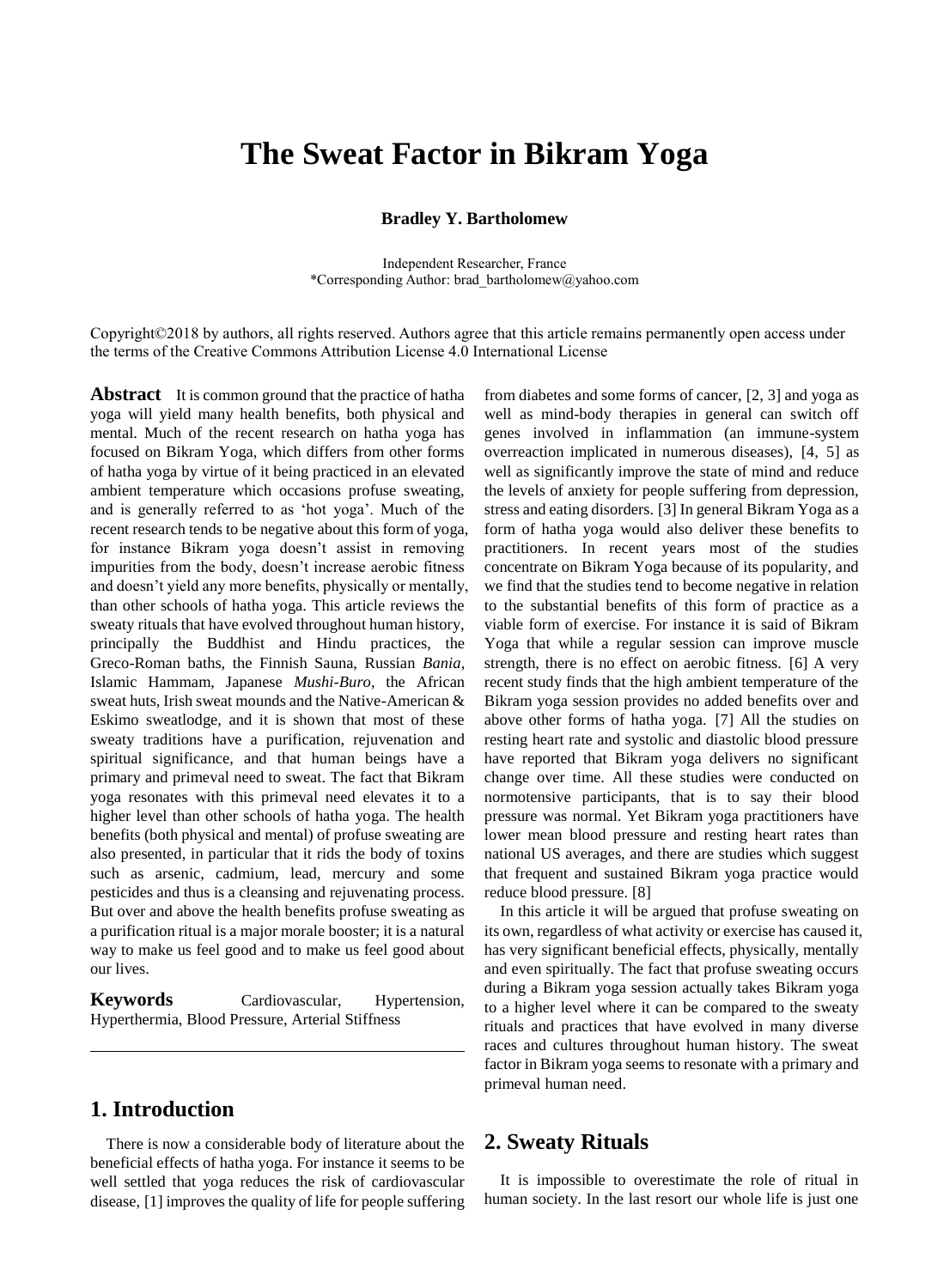# The Sweat Factor in Bikram Yoga

**Bradley Y. Bartholomew**

Independent Researcher, France
*Corresponding Author: brad_bartholomew@yahoo.com

Copyright©2018 by authors, all rights reserved. Authors agree that this article remains permanently open access under the terms of the Creative Commons Attribution License 4.0 International License

**Abstract** It is common ground that the practice of hatha yoga will yield many health benefits, both physical and mental. Much of the recent research on hatha yoga has focused on Bikram Yoga, which differs from other forms of hatha yoga by virtue of it being practiced in an elevated ambient temperature which occasions profuse sweating, and is generally referred to as 'hot yoga'. Much of the recent research tends to be negative about this form of yoga, for instance Bikram yoga doesn't assist in removing impurities from the body, doesn't increase aerobic fitness and doesn't yield any more benefits, physically or mentally, than other schools of hatha yoga. This article reviews the sweaty rituals that have evolved throughout human history, principally the Buddhist and Hindu practices, the Greco-Roman baths, the Finnish Sauna, Russian *Bania*, Islamic Hammam, Japanese *Mushi-Buro*, the African sweat huts, Irish sweat mounds and the Native-American & Eskimo sweatlodge, and it is shown that most of these sweaty traditions have a purification, rejuvenation and spiritual significance, and that human beings have a primary and primeval need to sweat. The fact that Bikram yoga resonates with this primeval need elevates it to a higher level than other schools of hatha yoga. The health benefits (both physical and mental) of profuse sweating are also presented, in particular that it rids the body of toxins such as arsenic, cadmium, lead, mercury and some pesticides and thus is a cleansing and rejuvenating process. But over and above the health benefits profuse sweating as a purification ritual is a major morale booster; it is a natural way to make us feel good and to make us feel good about our lives.

**Keywords** Cardiovascular, Hypertension, Hyperthermia, Blood Pressure, Arterial Stiffness

## 1. Introduction

There is now a considerable body of literature about the beneficial effects of hatha yoga. For instance it seems to be well settled that yoga reduces the risk of cardiovascular disease, [1] improves the quality of life for people suffering from diabetes and some forms of cancer, [2, 3] and yoga as well as mind-body therapies in general can switch off genes involved in inflammation (an immune-system overreaction implicated in numerous diseases), [4, 5] as well as significantly improve the state of mind and reduce the levels of anxiety for people suffering from depression, stress and eating disorders. [3] In general Bikram Yoga as a form of hatha yoga would also deliver these benefits to practitioners. In recent years most of the studies concentrate on Bikram Yoga because of its popularity, and we find that the studies tend to become negative in relation to the substantial benefits of this form of practice as a viable form of exercise. For instance it is said of Bikram Yoga that while a regular session can improve muscle strength, there is no effect on aerobic fitness. [6] A very recent study finds that the high ambient temperature of the Bikram yoga session provides no added benefits over and above other forms of hatha yoga. [7] All the studies on resting heart rate and systolic and diastolic blood pressure have reported that Bikram yoga delivers no significant change over time. All these studies were conducted on normotensive participants, that is to say their blood pressure was normal. Yet Bikram yoga practitioners have lower mean blood pressure and resting heart rates than national US averages, and there are studies which suggest that frequent and sustained Bikram yoga practice would reduce blood pressure. [8]

In this article it will be argued that profuse sweating on its own, regardless of what activity or exercise has caused it, has very significant beneficial effects, physically, mentally and even spiritually. The fact that profuse sweating occurs during a Bikram yoga session actually takes Bikram yoga to a higher level where it can be compared to the sweaty rituals and practices that have evolved in many diverse races and cultures throughout human history. The sweat factor in Bikram yoga seems to resonate with a primary and primeval human need.

## 2. Sweaty Rituals

It is impossible to overestimate the role of ritual in human society. In the last resort our whole life is just one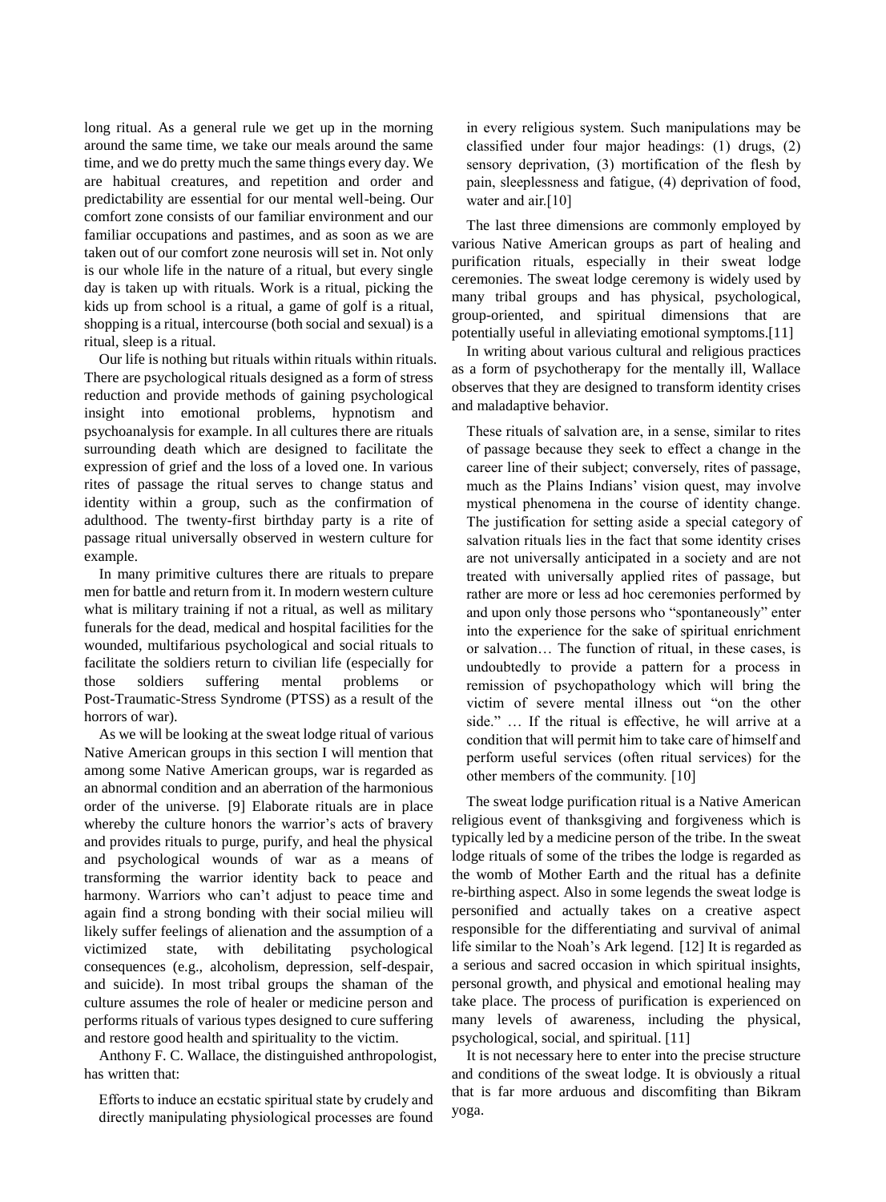long ritual. As a general rule we get up in the morning around the same time, we take our meals around the same time, and we do pretty much the same things every day. We are habitual creatures, and repetition and order and predictability are essential for our mental well-being. Our comfort zone consists of our familiar environment and our familiar occupations and pastimes, and as soon as we are taken out of our comfort zone neurosis will set in. Not only is our whole life in the nature of a ritual, but every single day is taken up with rituals. Work is a ritual, picking the kids up from school is a ritual, a game of golf is a ritual, shopping is a ritual, intercourse (both social and sexual) is a ritual, sleep is a ritual.

Our life is nothing but rituals within rituals within rituals. There are psychological rituals designed as a form of stress reduction and provide methods of gaining psychological insight into emotional problems, hypnotism and psychoanalysis for example. In all cultures there are rituals surrounding death which are designed to facilitate the expression of grief and the loss of a loved one. In various rites of passage the ritual serves to change status and identity within a group, such as the confirmation of adulthood. The twenty-first birthday party is a rite of passage ritual universally observed in western culture for example.

In many primitive cultures there are rituals to prepare men for battle and return from it. In modern western culture what is military training if not a ritual, as well as military funerals for the dead, medical and hospital facilities for the wounded, multifarious psychological and social rituals to facilitate the soldiers return to civilian life (especially for those soldiers suffering mental problems or Post-Traumatic-Stress Syndrome (PTSS) as a result of the horrors of war).

As we will be looking at the sweat lodge ritual of various Native American groups in this section I will mention that among some Native American groups, war is regarded as an abnormal condition and an aberration of the harmonious order of the universe. [9] Elaborate rituals are in place whereby the culture honors the warrior's acts of bravery and provides rituals to purge, purify, and heal the physical and psychological wounds of war as a means of transforming the warrior identity back to peace and harmony. Warriors who can't adjust to peace time and again find a strong bonding with their social milieu will likely suffer feelings of alienation and the assumption of a victimized state, with debilitating psychological consequences (e.g., alcoholism, depression, self-despair, and suicide). In most tribal groups the shaman of the culture assumes the role of healer or medicine person and performs rituals of various types designed to cure suffering and restore good health and spirituality to the victim.

Anthony F. C. Wallace, the distinguished anthropologist, has written that:

> Efforts to induce an ecstatic spiritual state by crudely and directly manipulating physiological processes are found in every religious system. Such manipulations may be classified under four major headings: (1) drugs, (2) sensory deprivation, (3) mortification of the flesh by pain, sleeplessness and fatigue, (4) deprivation of food, water and air.[10]

The last three dimensions are commonly employed by various Native American groups as part of healing and purification rituals, especially in their sweat lodge ceremonies. The sweat lodge ceremony is widely used by many tribal groups and has physical, psychological, group-oriented, and spiritual dimensions that are potentially useful in alleviating emotional symptoms.[11]

In writing about various cultural and religious practices as a form of psychotherapy for the mentally ill, Wallace observes that they are designed to transform identity crises and maladaptive behavior.

> These rituals of salvation are, in a sense, similar to rites of passage because they seek to effect a change in the career line of their subject; conversely, rites of passage, much as the Plains Indians' vision quest, may involve mystical phenomena in the course of identity change. The justification for setting aside a special category of salvation rituals lies in the fact that some identity crises are not universally anticipated in a society and are not treated with universally applied rites of passage, but rather are more or less ad hoc ceremonies performed by and upon only those persons who "spontaneously" enter into the experience for the sake of spiritual enrichment or salvation… The function of ritual, in these cases, is undoubtedly to provide a pattern for a process in remission of psychopathology which will bring the victim of severe mental illness out "on the other side." … If the ritual is effective, he will arrive at a condition that will permit him to take care of himself and perform useful services (often ritual services) for the other members of the community. [10]

The sweat lodge purification ritual is a Native American religious event of thanksgiving and forgiveness which is typically led by a medicine person of the tribe. In the sweat lodge rituals of some of the tribes the lodge is regarded as the womb of Mother Earth and the ritual has a definite re-birthing aspect. Also in some legends the sweat lodge is personified and actually takes on a creative aspect responsible for the differentiating and survival of animal life similar to the Noah's Ark legend. [12] It is regarded as a serious and sacred occasion in which spiritual insights, personal growth, and physical and emotional healing may take place. The process of purification is experienced on many levels of awareness, including the physical, psychological, social, and spiritual. [11]

It is not necessary here to enter into the precise structure and conditions of the sweat lodge. It is obviously a ritual that is far more arduous and discomfiting than Bikram yoga.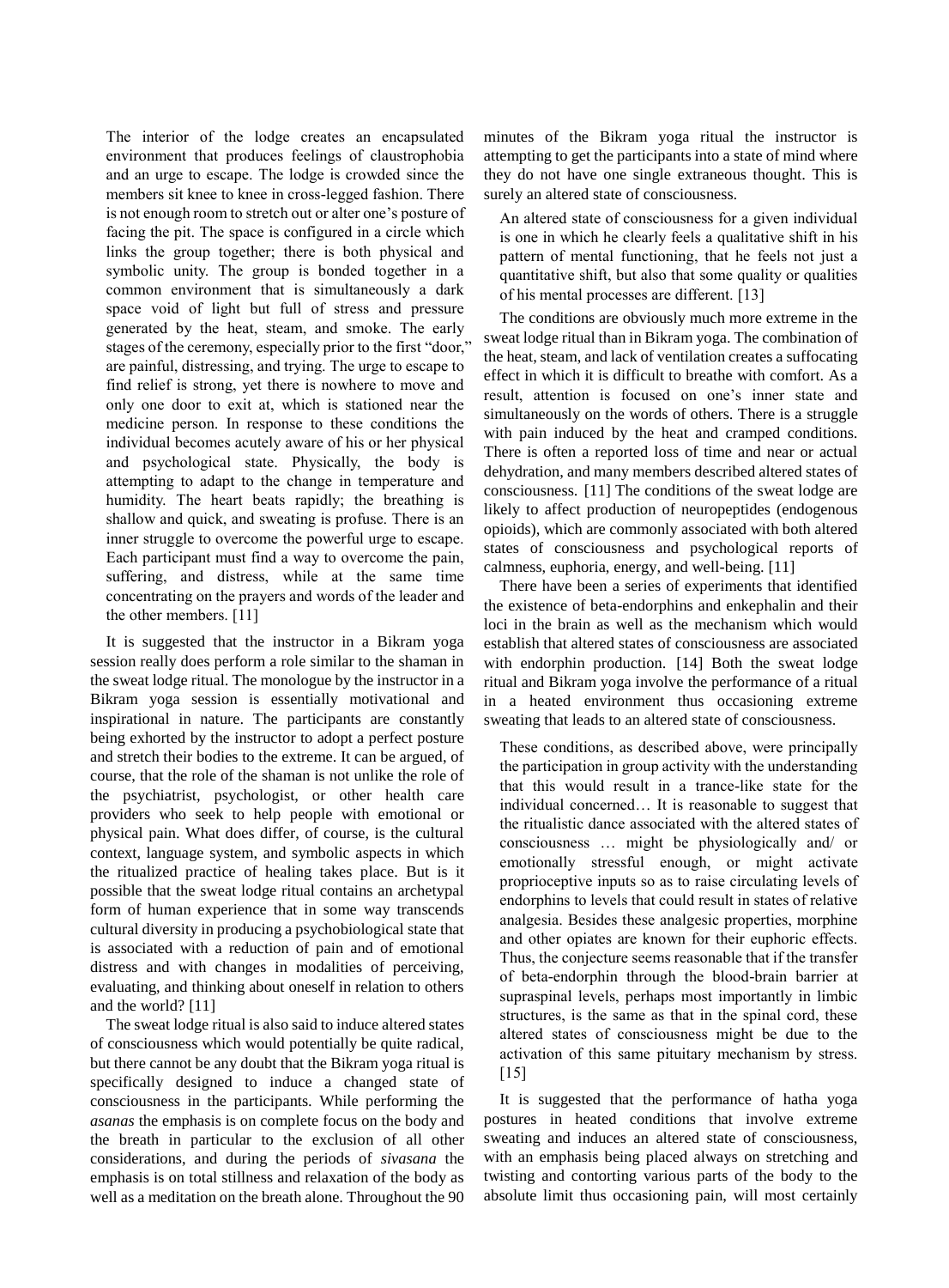The interior of the lodge creates an encapsulated environment that produces feelings of claustrophobia and an urge to escape. The lodge is crowded since the members sit knee to knee in cross-legged fashion. There is not enough room to stretch out or alter one's posture of facing the pit. The space is configured in a circle which links the group together; there is both physical and symbolic unity. The group is bonded together in a common environment that is simultaneously a dark space void of light but full of stress and pressure generated by the heat, steam, and smoke. The early stages of the ceremony, especially prior to the first "door," are painful, distressing, and trying. The urge to escape to find relief is strong, yet there is nowhere to move and only one door to exit at, which is stationed near the medicine person. In response to these conditions the individual becomes acutely aware of his or her physical and psychological state. Physically, the body is attempting to adapt to the change in temperature and humidity. The heart beats rapidly; the breathing is shallow and quick, and sweating is profuse. There is an inner struggle to overcome the powerful urge to escape. Each participant must find a way to overcome the pain, suffering, and distress, while at the same time concentrating on the prayers and words of the leader and the other members. [11]

It is suggested that the instructor in a Bikram yoga session really does perform a role similar to the shaman in the sweat lodge ritual. The monologue by the instructor in a Bikram yoga session is essentially motivational and inspirational in nature. The participants are constantly being exhorted by the instructor to adopt a perfect posture and stretch their bodies to the extreme. It can be argued, of course, that the role of the shaman is not unlike the role of the psychiatrist, psychologist, or other health care providers who seek to help people with emotional or physical pain. What does differ, of course, is the cultural context, language system, and symbolic aspects in which the ritualized practice of healing takes place. But is it possible that the sweat lodge ritual contains an archetypal form of human experience that in some way transcends cultural diversity in producing a psychobiological state that is associated with a reduction of pain and of emotional distress and with changes in modalities of perceiving, evaluating, and thinking about oneself in relation to others and the world? [11]

The sweat lodge ritual is also said to induce altered states of consciousness which would potentially be quite radical, but there cannot be any doubt that the Bikram yoga ritual is specifically designed to induce a changed state of consciousness in the participants. While performing the *asanas* the emphasis is on complete focus on the body and the breath in particular to the exclusion of all other considerations, and during the periods of *sivasana* the emphasis is on total stillness and relaxation of the body as well as a meditation on the breath alone. Throughout the 90 minutes of the Bikram yoga ritual the instructor is attempting to get the participants into a state of mind where they do not have one single extraneous thought. This is surely an altered state of consciousness.

> An altered state of consciousness for a given individual is one in which he clearly feels a qualitative shift in his pattern of mental functioning, that he feels not just a quantitative shift, but also that some quality or qualities of his mental processes are different. [13]

The conditions are obviously much more extreme in the sweat lodge ritual than in Bikram yoga. The combination of the heat, steam, and lack of ventilation creates a suffocating effect in which it is difficult to breathe with comfort. As a result, attention is focused on one's inner state and simultaneously on the words of others. There is a struggle with pain induced by the heat and cramped conditions. There is often a reported loss of time and near or actual dehydration, and many members described altered states of consciousness. [11] The conditions of the sweat lodge are likely to affect production of neuropeptides (endogenous opioids), which are commonly associated with both altered states of consciousness and psychological reports of calmness, euphoria, energy, and well-being. [11]

There have been a series of experiments that identified the existence of beta-endorphins and enkephalin and their loci in the brain as well as the mechanism which would establish that altered states of consciousness are associated with endorphin production. [14] Both the sweat lodge ritual and Bikram yoga involve the performance of a ritual in a heated environment thus occasioning extreme sweating that leads to an altered state of consciousness.

> These conditions, as described above, were principally the participation in group activity with the understanding that this would result in a trance-like state for the individual concerned… It is reasonable to suggest that the ritualistic dance associated with the altered states of consciousness … might be physiologically and/ or emotionally stressful enough, or might activate proprioceptive inputs so as to raise circulating levels of endorphins to levels that could result in states of relative analgesia. Besides these analgesic properties, morphine and other opiates are known for their euphoric effects. Thus, the conjecture seems reasonable that if the transfer of beta-endorphin through the blood-brain barrier at supraspinal levels, perhaps most importantly in limbic structures, is the same as that in the spinal cord, these altered states of consciousness might be due to the activation of this same pituitary mechanism by stress. [15]

It is suggested that the performance of hatha yoga postures in heated conditions that involve extreme sweating and induces an altered state of consciousness, with an emphasis being placed always on stretching and twisting and contorting various parts of the body to the absolute limit thus occasioning pain, will most certainly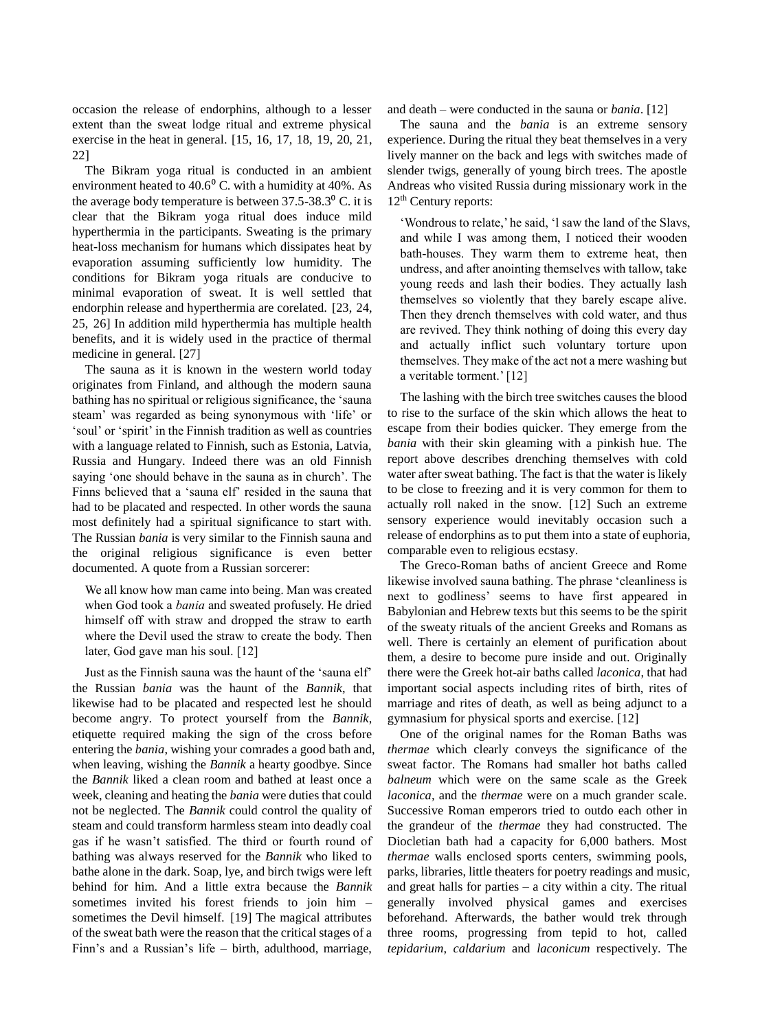occasion the release of endorphins, although to a lesser extent than the sweat lodge ritual and extreme physical exercise in the heat in general. [15, 16, 17, 18, 19, 20, 21, 22]

The Bikram yoga ritual is conducted in an ambient environment heated to $40.6^0$ C. with a humidity at 40%. As the average body temperature is between $37.5\text{-}38.3^0$ C. it is clear that the Bikram yoga ritual does induce mild hyperthermia in the participants. Sweating is the primary heat-loss mechanism for humans which dissipates heat by evaporation assuming sufficiently low humidity. The conditions for Bikram yoga rituals are conducive to minimal evaporation of sweat. It is well settled that endorphin release and hyperthermia are corelated. [23, 24, 25, 26] In addition mild hyperthermia has multiple health benefits, and it is widely used in the practice of thermal medicine in general. [27]

The sauna as it is known in the western world today originates from Finland, and although the modern sauna bathing has no spiritual or religious significance, the 'sauna steam' was regarded as being synonymous with 'life' or 'soul' or 'spirit' in the Finnish tradition as well as countries with a language related to Finnish, such as Estonia, Latvia, Russia and Hungary. Indeed there was an old Finnish saying 'one should behave in the sauna as in church'. The Finns believed that a 'sauna elf' resided in the sauna that had to be placated and respected. In other words the sauna most definitely had a spiritual significance to start with. The Russian *bania* is very similar to the Finnish sauna and the original religious significance is even better documented. A quote from a Russian sorcerer:

> We all know how man came into being. Man was created when God took a *bania* and sweated profusely. He dried himself off with straw and dropped the straw to earth where the Devil used the straw to create the body. Then later, God gave man his soul. [12]

Just as the Finnish sauna was the haunt of the 'sauna elf' the Russian *bania* was the haunt of the *Bannik*, that likewise had to be placated and respected lest he should become angry. To protect yourself from the *Bannik*, etiquette required making the sign of the cross before entering the *bania*, wishing your comrades a good bath and, when leaving, wishing the *Bannik* a hearty goodbye. Since the *Bannik* liked a clean room and bathed at least once a week, cleaning and heating the *bania* were duties that could not be neglected. The *Bannik* could control the quality of steam and could transform harmless steam into deadly coal gas if he wasn't satisfied. The third or fourth round of bathing was always reserved for the *Bannik* who liked to bathe alone in the dark. Soap, lye, and birch twigs were left behind for him. And a little extra because the *Bannik* sometimes invited his forest friends to join him – sometimes the Devil himself. [19] The magical attributes of the sweat bath were the reason that the critical stages of a Finn's and a Russian's life – birth, adulthood, marriage, and death – were conducted in the sauna or *bania*. [12]

The sauna and the *bania* is an extreme sensory experience. During the ritual they beat themselves in a very lively manner on the back and legs with switches made of slender twigs, generally of young birch trees. The apostle Andreas who visited Russia during missionary work in the 12th Century reports:

> 'Wondrous to relate,' he said, 'l saw the land of the Slavs, and while I was among them, I noticed their wooden bath-houses. They warm them to extreme heat, then undress, and after anointing themselves with tallow, take young reeds and lash their bodies. They actually lash themselves so violently that they barely escape alive. Then they drench themselves with cold water, and thus are revived. They think nothing of doing this every day and actually inflict such voluntary torture upon themselves. They make of the act not a mere washing but a veritable torment.' [12]

The lashing with the birch tree switches causes the blood to rise to the surface of the skin which allows the heat to escape from their bodies quicker. They emerge from the *bania* with their skin gleaming with a pinkish hue. The report above describes drenching themselves with cold water after sweat bathing. The fact is that the water is likely to be close to freezing and it is very common for them to actually roll naked in the snow. [12] Such an extreme sensory experience would inevitably occasion such a release of endorphins as to put them into a state of euphoria, comparable even to religious ecstasy.

The Greco-Roman baths of ancient Greece and Rome likewise involved sauna bathing. The phrase 'cleanliness is next to godliness' seems to have first appeared in Babylonian and Hebrew texts but this seems to be the spirit of the sweaty rituals of the ancient Greeks and Romans as well. There is certainly an element of purification about them, a desire to become pure inside and out. Originally there were the Greek hot-air baths called *laconica*, that had important social aspects including rites of birth, rites of marriage and rites of death, as well as being adjunct to a gymnasium for physical sports and exercise. [12]

One of the original names for the Roman Baths was *thermae* which clearly conveys the significance of the sweat factor. The Romans had smaller hot baths called *balneum* which were on the same scale as the Greek *laconica*, and the *thermae* were on a much grander scale. Successive Roman emperors tried to outdo each other in the grandeur of the *thermae* they had constructed. The Diocletian bath had a capacity for 6,000 bathers. Most *thermae* walls enclosed sports centers, swimming pools, parks, libraries, little theaters for poetry readings and music, and great halls for parties – a city within a city. The ritual generally involved physical games and exercises beforehand. Afterwards, the bather would trek through three rooms, progressing from tepid to hot, called *tepidarium*, *caldarium* and *laconicum* respectively. The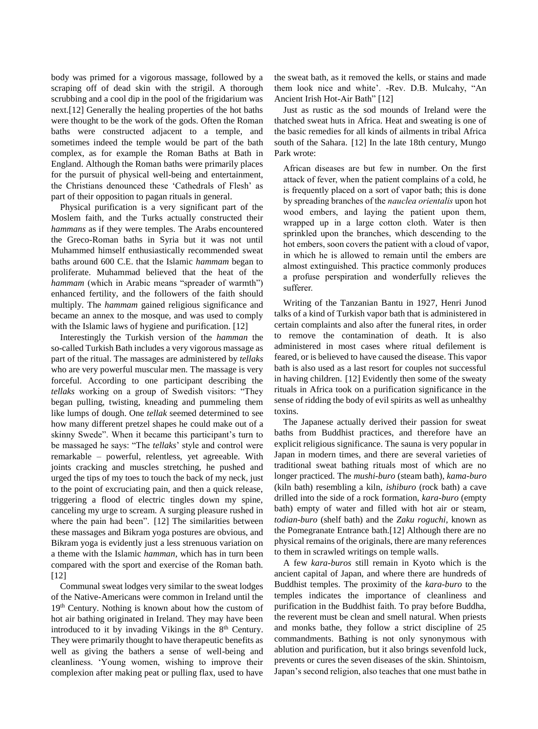body was primed for a vigorous massage, followed by a scraping off of dead skin with the strigil. A thorough scrubbing and a cool dip in the pool of the frigidarium was next.[12] Generally the healing properties of the hot baths were thought to be the work of the gods. Often the Roman baths were constructed adjacent to a temple, and sometimes indeed the temple would be part of the bath complex, as for example the Roman Baths at Bath in England. Although the Roman baths were primarily places for the pursuit of physical well-being and entertainment, the Christians denounced these 'Cathedrals of Flesh' as part of their opposition to pagan rituals in general.

Physical purification is a very significant part of the Moslem faith, and the Turks actually constructed their *hammans* as if they were temples. The Arabs encountered the Greco-Roman baths in Syria but it was not until Muhammed himself enthusiastically recommended sweat baths around 600 C.E. that the Islamic *hammam* began to proliferate. Muhammad believed that the heat of the *hammam* (which in Arabic means "spreader of warmth") enhanced fertility, and the followers of the faith should multiply. The *hammam* gained religious significance and became an annex to the mosque, and was used to comply with the Islamic laws of hygiene and purification. [12]

Interestingly the Turkish version of the *hamman* the so-called Turkish Bath includes a very vigorous massage as part of the ritual. The massages are administered by *tellaks* who are very powerful muscular men. The massage is very forceful. According to one participant describing the *tellaks* working on a group of Swedish visitors: "They began pulling, twisting, kneading and pummeling them like lumps of dough. One *tellak* seemed determined to see how many different pretzel shapes he could make out of a skinny Swede". When it became this participant's turn to be massaged he says: "The *tellaks*' style and control were remarkable – powerful, relentless, yet agreeable. With joints cracking and muscles stretching, he pushed and urged the tips of my toes to touch the back of my neck, just to the point of excruciating pain, and then a quick release, triggering a flood of electric tingles down my spine, canceling my urge to scream. A surging pleasure rushed in where the pain had been". [12] The similarities between these massages and Bikram yoga postures are obvious, and Bikram yoga is evidently just a less strenuous variation on a theme with the Islamic *hamman*, which has in turn been compared with the sport and exercise of the Roman bath. [12]

Communal sweat lodges very similar to the sweat lodges of the Native-Americans were common in Ireland until the 19th Century. Nothing is known about how the custom of hot air bathing originated in Ireland. They may have been introduced to it by invading Vikings in the 8th Century. They were primarily thought to have therapeutic benefits as well as giving the bathers a sense of well-being and cleanliness. 'Young women, wishing to improve their complexion after making peat or pulling flax, used to have the sweat bath, as it removed the kells, or stains and made them look nice and white'. -Rev. D.B. Mulcahy, "An Ancient Irish Hot-Air Bath" [12]

Just as rustic as the sod mounds of Ireland were the thatched sweat huts in Africa. Heat and sweating is one of the basic remedies for all kinds of ailments in tribal Africa south of the Sahara. [12] In the late 18th century, Mungo Park wrote:

> African diseases are but few in number. On the first attack of fever, when the patient complains of a cold, he is frequently placed on a sort of vapor bath; this is done by spreading branches of the *nauclea orientalis* upon hot wood embers, and laying the patient upon them, wrapped up in a large cotton cloth. Water is then sprinkled upon the branches, which descending to the hot embers, soon covers the patient with a cloud of vapor, in which he is allowed to remain until the embers are almost extinguished. This practice commonly produces a profuse perspiration and wonderfully relieves the sufferer.

Writing of the Tanzanian Bantu in 1927, Henri Junod talks of a kind of Turkish vapor bath that is administered in certain complaints and also after the funeral rites, in order to remove the contamination of death. It is also administered in most cases where ritual defilement is feared, or is believed to have caused the disease. This vapor bath is also used as a last resort for couples not successful in having children. [12] Evidently then some of the sweaty rituals in Africa took on a purification significance in the sense of ridding the body of evil spirits as well as unhealthy toxins.

The Japanese actually derived their passion for sweat baths from Buddhist practices, and therefore have an explicit religious significance. The sauna is very popular in Japan in modern times, and there are several varieties of traditional sweat bathing rituals most of which are no longer practiced. The *mushi-buro* (steam bath), *kama-buro* (kiln bath) resembling a kiln, *ishiburo* (rock bath) a cave drilled into the side of a rock formation, *kara-buro* (empty bath) empty of water and filled with hot air or steam, *todian-buro* (shelf bath) and the *Zaku roguchi*, known as the Pomegranate Entrance bath.[12] Although there are no physical remains of the originals, there are many references to them in scrawled writings on temple walls.

A few *kara-buros* still remain in Kyoto which is the ancient capital of Japan, and where there are hundreds of Buddhist temples. The proximity of the *kara-buro* to the temples indicates the importance of cleanliness and purification in the Buddhist faith. To pray before Buddha, the reverent must be clean and smell natural. When priests and monks bathe, they follow a strict discipline of 25 commandments. Bathing is not only synonymous with ablution and purification, but it also brings sevenfold luck, prevents or cures the seven diseases of the skin. Shintoism, Japan's second religion, also teaches that one must bathe in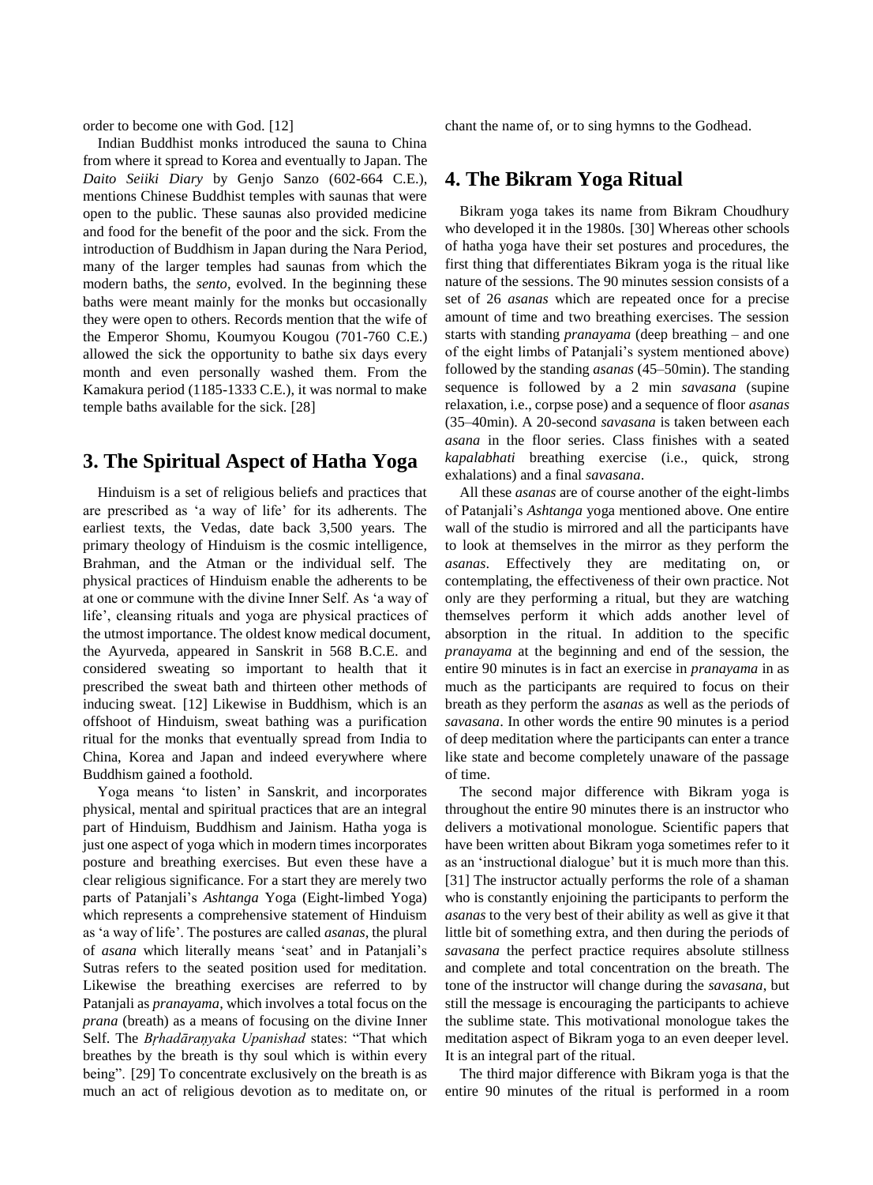order to become one with God. [12]

Indian Buddhist monks introduced the sauna to China from where it spread to Korea and eventually to Japan. The *Daito Seiiki Diary* by Genjo Sanzo (602-664 C.E.), mentions Chinese Buddhist temples with saunas that were open to the public. These saunas also provided medicine and food for the benefit of the poor and the sick. From the introduction of Buddhism in Japan during the Nara Period, many of the larger temples had saunas from which the modern baths, the *sento*, evolved. In the beginning these baths were meant mainly for the monks but occasionally they were open to others. Records mention that the wife of the Emperor Shomu, Koumyou Kougou (701-760 C.E.) allowed the sick the opportunity to bathe six days every month and even personally washed them. From the Kamakura period (1185-1333 C.E.), it was normal to make temple baths available for the sick. [28]

## 3. The Spiritual Aspect of Hatha Yoga

Hinduism is a set of religious beliefs and practices that are prescribed as 'a way of life' for its adherents. The earliest texts, the Vedas, date back 3,500 years. The primary theology of Hinduism is the cosmic intelligence, Brahman, and the Atman or the individual self. The physical practices of Hinduism enable the adherents to be at one or commune with the divine Inner Self. As 'a way of life', cleansing rituals and yoga are physical practices of the utmost importance. The oldest know medical document, the Ayurveda, appeared in Sanskrit in 568 B.C.E. and considered sweating so important to health that it prescribed the sweat bath and thirteen other methods of inducing sweat. [12] Likewise in Buddhism, which is an offshoot of Hinduism, sweat bathing was a purification ritual for the monks that eventually spread from India to China, Korea and Japan and indeed everywhere where Buddhism gained a foothold.

Yoga means 'to listen' in Sanskrit, and incorporates physical, mental and spiritual practices that are an integral part of Hinduism, Buddhism and Jainism. Hatha yoga is just one aspect of yoga which in modern times incorporates posture and breathing exercises. But even these have a clear religious significance. For a start they are merely two parts of Patanjali's *Ashtanga* Yoga (Eight-limbed Yoga) which represents a comprehensive statement of Hinduism as 'a way of life'. The postures are called *asanas*, the plural of *asana* which literally means 'seat' and in Patanjali's Sutras refers to the seated position used for meditation. Likewise the breathing exercises are referred to by Patanjali as *pranayama*, which involves a total focus on the *prana* (breath) as a means of focusing on the divine Inner Self. The *Bṛhadāraṇyaka Upanishad* states: "That which breathes by the breath is thy soul which is within every being". [29] To concentrate exclusively on the breath is as much an act of religious devotion as to meditate on, or chant the name of, or to sing hymns to the Godhead.

## 4. The Bikram Yoga Ritual

Bikram yoga takes its name from Bikram Choudhury who developed it in the 1980s. [30] Whereas other schools of hatha yoga have their set postures and procedures, the first thing that differentiates Bikram yoga is the ritual like nature of the sessions. The 90 minutes session consists of a set of 26 *asanas* which are repeated once for a precise amount of time and two breathing exercises. The session starts with standing *pranayama* (deep breathing – and one of the eight limbs of Patanjali's system mentioned above) followed by the standing *asanas* (45–50min). The standing sequence is followed by a 2 min *savasana* (supine relaxation, i.e., corpse pose) and a sequence of floor *asanas* (35–40min). A 20-second *savasana* is taken between each *asana* in the floor series. Class finishes with a seated *kapalabhati* breathing exercise (i.e., quick, strong exhalations) and a final *savasana*.

All these *asanas* are of course another of the eight-limbs of Patanjali's *Ashtanga* yoga mentioned above. One entire wall of the studio is mirrored and all the participants have to look at themselves in the mirror as they perform the *asanas*. Effectively they are meditating on, or contemplating, the effectiveness of their own practice. Not only are they performing a ritual, but they are watching themselves perform it which adds another level of absorption in the ritual. In addition to the specific *pranayama* at the beginning and end of the session, the entire 90 minutes is in fact an exercise in *pranayama* in as much as the participants are required to focus on their breath as they perform the *asanas* as well as the periods of *savasana*. In other words the entire 90 minutes is a period of deep meditation where the participants can enter a trance like state and become completely unaware of the passage of time.

The second major difference with Bikram yoga is throughout the entire 90 minutes there is an instructor who delivers a motivational monologue. Scientific papers that have been written about Bikram yoga sometimes refer to it as an 'instructional dialogue' but it is much more than this. [31] The instructor actually performs the role of a shaman who is constantly enjoining the participants to perform the *asanas* to the very best of their ability as well as give it that little bit of something extra, and then during the periods of *savasana* the perfect practice requires absolute stillness and complete and total concentration on the breath. The tone of the instructor will change during the *savasana*, but still the message is encouraging the participants to achieve the sublime state. This motivational monologue takes the meditation aspect of Bikram yoga to an even deeper level. It is an integral part of the ritual.

The third major difference with Bikram yoga is that the entire 90 minutes of the ritual is performed in a room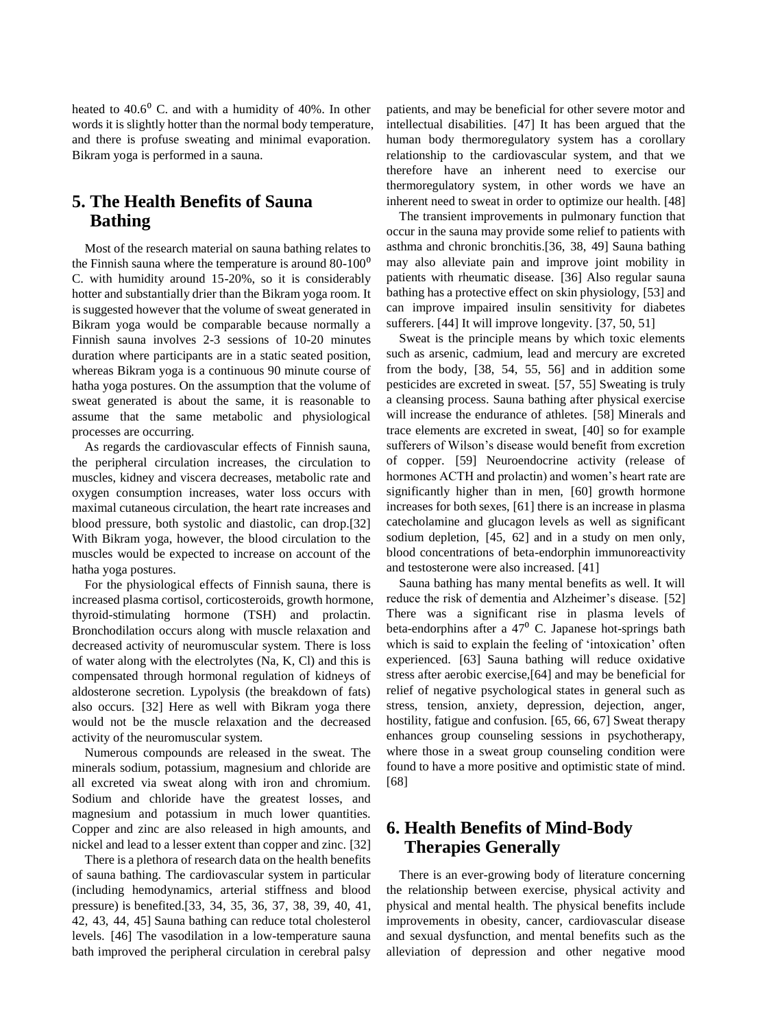heated to $40.6^0$ C. and with a humidity of 40%. In other words it is slightly hotter than the normal body temperature, and there is profuse sweating and minimal evaporation. Bikram yoga is performed in a sauna.

## 5. The Health Benefits of Sauna Bathing

Most of the research material on sauna bathing relates to the Finnish sauna where the temperature is around $80\text{-}100^0$ C. with humidity around 15-20%, so it is considerably hotter and substantially drier than the Bikram yoga room. It is suggested however that the volume of sweat generated in Bikram yoga would be comparable because normally a Finnish sauna involves 2-3 sessions of 10-20 minutes duration where participants are in a static seated position, whereas Bikram yoga is a continuous 90 minute course of hatha yoga postures. On the assumption that the volume of sweat generated is about the same, it is reasonable to assume that the same metabolic and physiological processes are occurring.

As regards the cardiovascular effects of Finnish sauna, the peripheral circulation increases, the circulation to muscles, kidney and viscera decreases, metabolic rate and oxygen consumption increases, water loss occurs with maximal cutaneous circulation, the heart rate increases and blood pressure, both systolic and diastolic, can drop.[32] With Bikram yoga, however, the blood circulation to the muscles would be expected to increase on account of the hatha yoga postures.

For the physiological effects of Finnish sauna, there is increased plasma cortisol, corticosteroids, growth hormone, thyroid-stimulating hormone (TSH) and prolactin. Bronchodilation occurs along with muscle relaxation and decreased activity of neuromuscular system. There is loss of water along with the electrolytes (Na, K, Cl) and this is compensated through hormonal regulation of kidneys of aldosterone secretion. Lypolysis (the breakdown of fats) also occurs. [32] Here as well with Bikram yoga there would not be the muscle relaxation and the decreased activity of the neuromuscular system.

Numerous compounds are released in the sweat. The minerals sodium, potassium, magnesium and chloride are all excreted via sweat along with iron and chromium. Sodium and chloride have the greatest losses, and magnesium and potassium in much lower quantities. Copper and zinc are also released in high amounts, and nickel and lead to a lesser extent than copper and zinc. [32]

There is a plethora of research data on the health benefits of sauna bathing. The cardiovascular system in particular (including hemodynamics, arterial stiffness and blood pressure) is benefited.[33, 34, 35, 36, 37, 38, 39, 40, 41, 42, 43, 44, 45] Sauna bathing can reduce total cholesterol levels. [46] The vasodilation in a low-temperature sauna bath improved the peripheral circulation in cerebral palsy patients, and may be beneficial for other severe motor and intellectual disabilities. [47] It has been argued that the human body thermoregulatory system has a corollary relationship to the cardiovascular system, and that we therefore have an inherent need to exercise our thermoregulatory system, in other words we have an inherent need to sweat in order to optimize our health. [48]

The transient improvements in pulmonary function that occur in the sauna may provide some relief to patients with asthma and chronic bronchitis.[36, 38, 49] Sauna bathing may also alleviate pain and improve joint mobility in patients with rheumatic disease. [36] Also regular sauna bathing has a protective effect on skin physiology, [53] and can improve impaired insulin sensitivity for diabetes sufferers. [44] It will improve longevity. [37, 50, 51]

Sweat is the principle means by which toxic elements such as arsenic, cadmium, lead and mercury are excreted from the body, [38, 54, 55, 56] and in addition some pesticides are excreted in sweat. [57, 55] Sweating is truly a cleansing process. Sauna bathing after physical exercise will increase the endurance of athletes. [58] Minerals and trace elements are excreted in sweat, [40] so for example sufferers of Wilson's disease would benefit from excretion of copper. [59] Neuroendocrine activity (release of hormones ACTH and prolactin) and women's heart rate are significantly higher than in men, [60] growth hormone increases for both sexes, [61] there is an increase in plasma catecholamine and glucagon levels as well as significant sodium depletion, [45, 62] and in a study on men only, blood concentrations of beta-endorphin immunoreactivity and testosterone were also increased. [41]

Sauna bathing has many mental benefits as well. It will reduce the risk of dementia and Alzheimer's disease. [52] There was a significant rise in plasma levels of beta-endorphins after a $47^0$ C. Japanese hot-springs bath which is said to explain the feeling of 'intoxication' often experienced. [63] Sauna bathing will reduce oxidative stress after aerobic exercise,[64] and may be beneficial for relief of negative psychological states in general such as stress, tension, anxiety, depression, dejection, anger, hostility, fatigue and confusion. [65, 66, 67] Sweat therapy enhances group counseling sessions in psychotherapy, where those in a sweat group counseling condition were found to have a more positive and optimistic state of mind. [68]

## 6. Health Benefits of Mind-Body Therapies Generally

There is an ever-growing body of literature concerning the relationship between exercise, physical activity and physical and mental health. The physical benefits include improvements in obesity, cancer, cardiovascular disease and sexual dysfunction, and mental benefits such as the alleviation of depression and other negative mood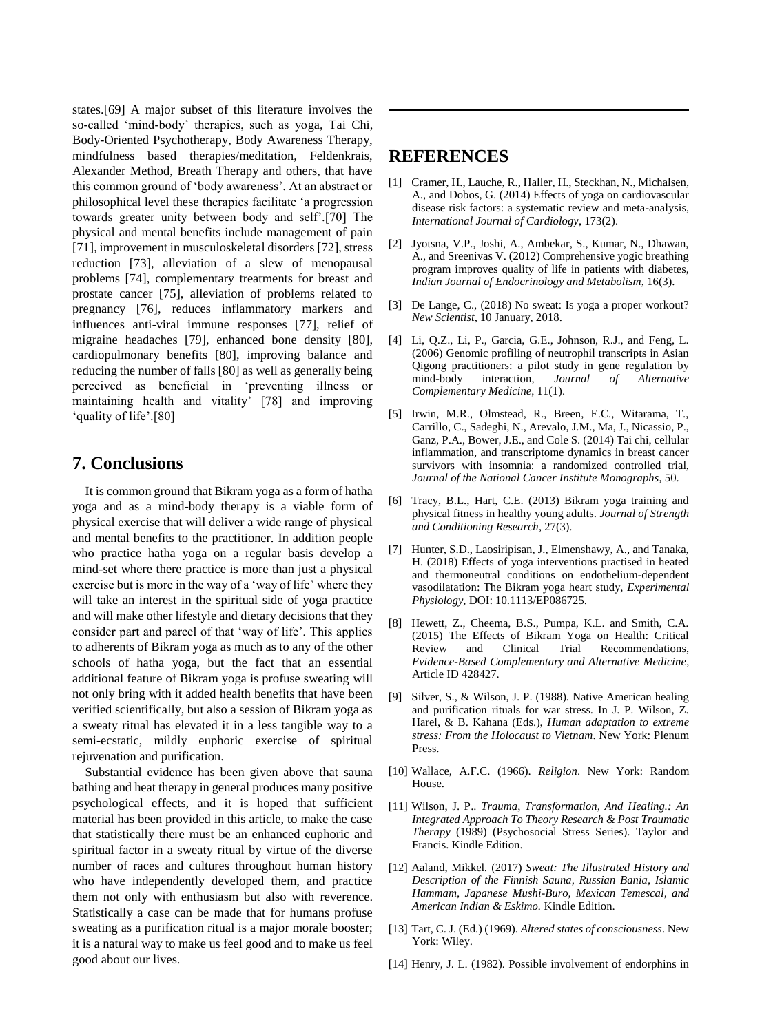states.[69] A major subset of this literature involves the so-called 'mind-body' therapies, such as yoga, Tai Chi, Body-Oriented Psychotherapy, Body Awareness Therapy, mindfulness based therapies/meditation, Feldenkrais, Alexander Method, Breath Therapy and others, that have this common ground of 'body awareness'. At an abstract or philosophical level these therapies facilitate 'a progression towards greater unity between body and self'.[70] The physical and mental benefits include management of pain [71], improvement in musculoskeletal disorders [72], stress reduction [73], alleviation of a slew of menopausal problems [74], complementary treatments for breast and prostate cancer [75], alleviation of problems related to pregnancy [76], reduces inflammatory markers and influences anti-viral immune responses [77], relief of migraine headaches [79], enhanced bone density [80], cardiopulmonary benefits [80], improving balance and reducing the number of falls [80] as well as generally being perceived as beneficial in 'preventing illness or maintaining health and vitality' [78] and improving 'quality of life'.[80]

## 7. Conclusions

It is common ground that Bikram yoga as a form of hatha yoga and as a mind-body therapy is a viable form of physical exercise that will deliver a wide range of physical and mental benefits to the practitioner. In addition people who practice hatha yoga on a regular basis develop a mind-set where there practice is more than just a physical exercise but is more in the way of a 'way of life' where they will take an interest in the spiritual side of yoga practice and will make other lifestyle and dietary decisions that they consider part and parcel of that 'way of life'. This applies to adherents of Bikram yoga as much as to any of the other schools of hatha yoga, but the fact that an essential additional feature of Bikram yoga is profuse sweating will not only bring with it added health benefits that have been verified scientifically, but also a session of Bikram yoga as a sweaty ritual has elevated it in a less tangible way to a semi-ecstatic, mildly euphoric exercise of spiritual rejuvenation and purification.

Substantial evidence has been given above that sauna bathing and heat therapy in general produces many positive psychological effects, and it is hoped that sufficient material has been provided in this article, to make the case that statistically there must be an enhanced euphoric and spiritual factor in a sweaty ritual by virtue of the diverse number of races and cultures throughout human history who have independently developed them, and practice them not only with enthusiasm but also with reverence. Statistically a case can be made that for humans profuse sweating as a purification ritual is a major morale booster; it is a natural way to make us feel good and to make us feel good about our lives.

## REFERENCES

[1] Cramer, H., Lauche, R., Haller, H., Steckhan, N., Michalsen, A., and Dobos, G. (2014) Effects of yoga on cardiovascular disease risk factors: a systematic review and meta-analysis, *International Journal of Cardiology*, 173(2).

[2] Jyotsna, V.P., Joshi, A., Ambekar, S., Kumar, N., Dhawan, A., and Sreenivas V. (2012) Comprehensive yogic breathing program improves quality of life in patients with diabetes, *Indian Journal of Endocrinology and Metabolism*, 16(3).

[3] De Lange, C., (2018) No sweat: Is yoga a proper workout? *New Scientist*, 10 January, 2018.

[4] Li, Q.Z., Li, P., Garcia, G.E., Johnson, R.J., and Feng, L. (2006) Genomic profiling of neutrophil transcripts in Asian Qigong practitioners: a pilot study in gene regulation by mind-body interaction, *Journal of Alternative Complementary Medicine*, 11(1).

[5] Irwin, M.R., Olmstead, R., Breen, E.C., Witarama, T., Carrillo, C., Sadeghi, N., Arevalo, J.M., Ma, J., Nicassio, P., Ganz, P.A., Bower, J.E., and Cole S. (2014) Tai chi, cellular inflammation, and transcriptome dynamics in breast cancer survivors with insomnia: a randomized controlled trial, *Journal of the National Cancer Institute Monographs*, 50.

[6] Tracy, B.L., Hart, C.E. (2013) Bikram yoga training and physical fitness in healthy young adults. *Journal of Strength and Conditioning Research*, 27(3).

[7] Hunter, S.D., Laosiripisan, J., Elmenshawy, A., and Tanaka, H. (2018) Effects of yoga interventions practised in heated and thermoneutral conditions on endothelium-dependent vasodilatation: The Bikram yoga heart study, *Experimental Physiology*, DOI: 10.1113/EP086725.

[8] Hewett, Z., Cheema, B.S., Pumpa, K.L. and Smith, C.A. (2015) The Effects of Bikram Yoga on Health: Critical Review and Clinical Trial Recommendations, *Evidence-Based Complementary and Alternative Medicine*, Article ID 428427.

[9] Silver, S., & Wilson, J. P. (1988). Native American healing and purification rituals for war stress. In J. P. Wilson, Z. Harel, & B. Kahana (Eds.), *Human adaptation to extreme stress: From the Holocaust to Vietnam*. New York: Plenum Press.

[10] Wallace, A.F.C. (1966). *Religion*. New York: Random House.

[11] Wilson, J. P.. *Trauma, Transformation, And Healing.: An Integrated Approach To Theory Research & Post Traumatic Therapy* (1989) (Psychosocial Stress Series). Taylor and Francis. Kindle Edition.

[12] Aaland, Mikkel. (2017) *Sweat: The Illustrated History and Description of the Finnish Sauna, Russian Bania, Islamic Hammam, Japanese Mushi-Buro, Mexican Temescal, and American Indian & Eskimo.* Kindle Edition.

[13] Tart, C. J. (Ed.) (1969). *Altered states of consciousness*. New York: Wiley.

[14] Henry, J. L. (1982). Possible involvement of endorphins in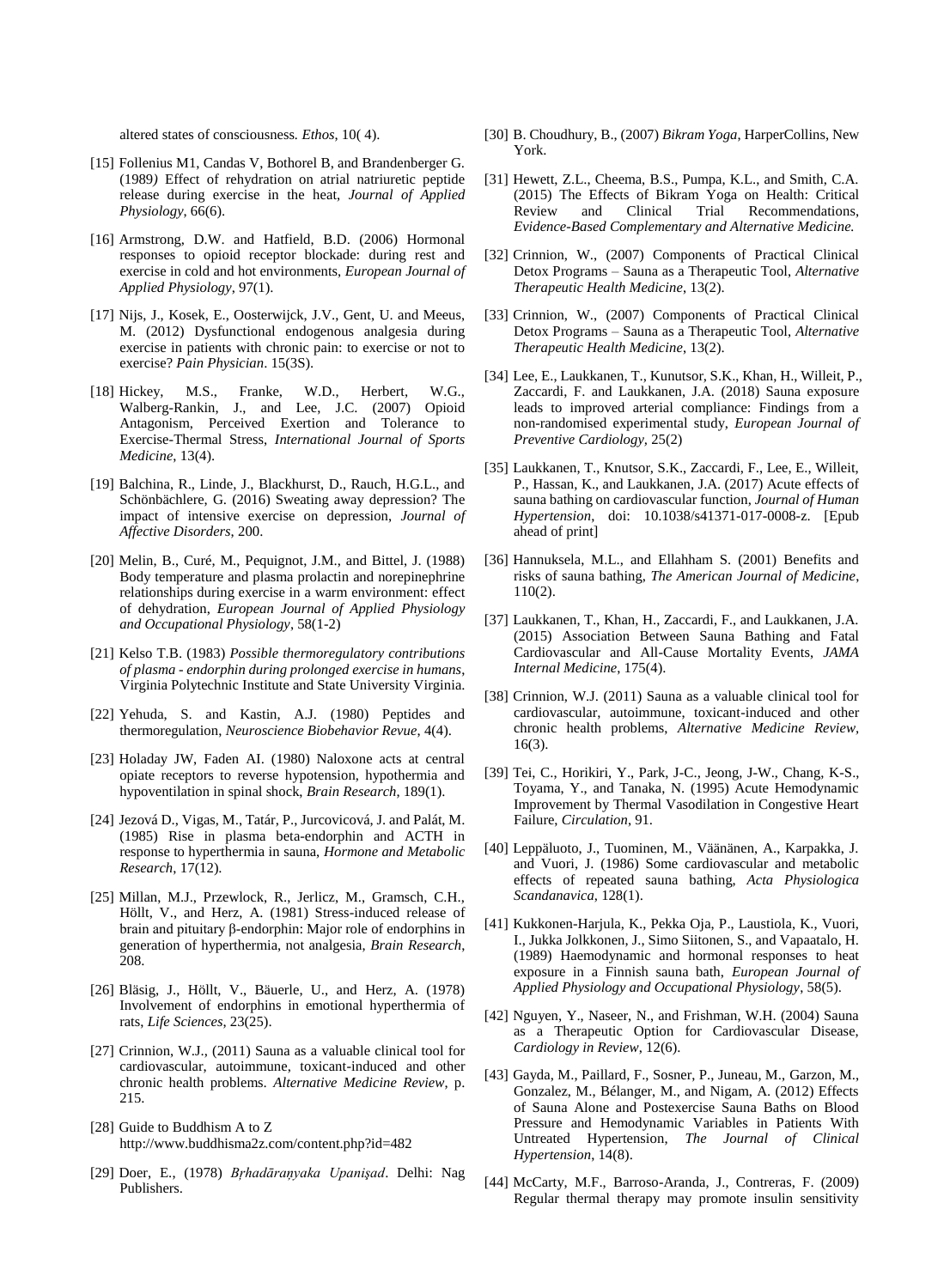altered states of consciousness. *Ethos*, 10( 4).

[15] Follenius M1, Candas V, Bothorel B, and Brandenberger G. (1989*)* Effect of rehydration on atrial natriuretic peptide release during exercise in the heat, *Journal of Applied Physiology*, 66(6).

[16] Armstrong, D.W. and Hatfield, B.D. (2006) Hormonal responses to opioid receptor blockade: during rest and exercise in cold and hot environments, *European Journal of Applied Physiology*, 97(1).

[17] Nijs, J., Kosek, E., Oosterwijck, J.V., Gent, U. and Meeus, M. (2012) Dysfunctional endogenous analgesia during exercise in patients with chronic pain: to exercise or not to exercise? *Pain Physician*. 15(3S).

[18] Hickey, M.S., Franke, W.D., Herbert, W.G., Walberg-Rankin, J., and Lee, J.C. (2007) Opioid Antagonism, Perceived Exertion and Tolerance to Exercise-Thermal Stress, *International Journal of Sports Medicine*, 13(4).

[19] Balchina, R., Linde, J., Blackhurst, D., Rauch, H.G.L., and Schönbächlere, G. (2016) Sweating away depression? The impact of intensive exercise on depression, *Journal of Affective Disorders*, 200.

[20] Melin, B., Curé, M., Pequignot, J.M., and Bittel, J. (1988) Body temperature and plasma prolactin and norepinephrine relationships during exercise in a warm environment: effect of dehydration, *European Journal of Applied Physiology and Occupational Physiology*, 58(1-2)

[21] Kelso T.B. (1983) *Possible thermoregulatory contributions of plasma - endorphin during prolonged exercise in humans*, Virginia Polytechnic Institute and State University Virginia.

[22] Yehuda, S. and Kastin, A.J. (1980) Peptides and thermoregulation, *Neuroscience Biobehavior Revue*, 4(4).

[23] Holaday JW, Faden AI. (1980) Naloxone acts at central opiate receptors to reverse hypotension, hypothermia and hypoventilation in spinal shock, *Brain Research*, 189(1).

[24] Jezová D., Vigas, M., Tatár, P., Jurcovicová, J. and Palát, M. (1985) Rise in plasma beta-endorphin and ACTH in response to hyperthermia in sauna, *Hormone and Metabolic Research*, 17(12).

[25] Millan, M.J., Przewlock, R., Jerlicz, M., Gramsch, C.H., Höllt, V., and Herz, A. (1981) Stress-induced release of brain and pituitary β-endorphin: Major role of endorphins in generation of hyperthermia, not analgesia, *Brain Research*, 208.

[26] Bläsig, J., Höllt, V., Bäuerle, U., and Herz, A. (1978) Involvement of endorphins in emotional hyperthermia of rats, *Life Sciences*, 23(25).

[27] Crinnion, W.J., (2011) Sauna as a valuable clinical tool for cardiovascular, autoimmune, toxicant-induced and other chronic health problems. *Alternative Medicine Review*, p. 215.

[28] Guide to Buddhism A to Z http://www.buddhisma2z.com/content.php?id=482

[29] Doer, E., (1978) *Bṛhadāraṇyaka Upaniṣad*. Delhi: Nag Publishers.

[30] B. Choudhury, B., (2007) *Bikram Yoga*, HarperCollins, New York.

[31] Hewett, Z.L., Cheema, B.S., Pumpa, K.L., and Smith, C.A. (2015) The Effects of Bikram Yoga on Health: Critical Review and Clinical Trial Recommendations, *Evidence-Based Complementary and Alternative Medicine.*

[32] Crinnion, W., (2007) Components of Practical Clinical Detox Programs – Sauna as a Therapeutic Tool, *Alternative Therapeutic Health Medicine*, 13(2).

[33] Crinnion, W., (2007) Components of Practical Clinical Detox Programs – Sauna as a Therapeutic Tool, *Alternative Therapeutic Health Medicine*, 13(2).

[34] Lee, E., Laukkanen, T., Kunutsor, S.K., Khan, H., Willeit, P., Zaccardi, F. and Laukkanen, J.A. (2018) Sauna exposure leads to improved arterial compliance: Findings from a non-randomised experimental study, *European Journal of Preventive Cardiology*, 25(2)

[35] Laukkanen, T., Knutsor, S.K., Zaccardi, F., Lee, E., Willeit, P., Hassan, K., and Laukkanen, J.A. (2017) Acute effects of sauna bathing on cardiovascular function, *Journal of Human Hypertension*, doi: 10.1038/s41371-017-0008-z. [Epub ahead of print]

[36] Hannuksela, M.L., and Ellahham S. (2001) Benefits and risks of sauna bathing, *The American Journal of Medicine*, 110(2).

[37] Laukkanen, T., Khan, H., Zaccardi, F., and Laukkanen, J.A. (2015) Association Between Sauna Bathing and Fatal Cardiovascular and All-Cause Mortality Events, *JAMA Internal Medicine*, 175(4).

[38] Crinnion, W.J. (2011) Sauna as a valuable clinical tool for cardiovascular, autoimmune, toxicant-induced and other chronic health problems, *Alternative Medicine Review*, 16(3).

[39] Tei, C., Horikiri, Y., Park, J-C., Jeong, J-W., Chang, K-S., Toyama, Y., and Tanaka, N. (1995) Acute Hemodynamic Improvement by Thermal Vasodilation in Congestive Heart Failure, *Circulation*, 91.

[40] Leppäluoto, J., Tuominen, M., Väänänen, A., Karpakka, J. and Vuori, J. (1986) Some cardiovascular and metabolic effects of repeated sauna bathing, *Acta Physiologica Scandanavica*, 128(1).

[41] Kukkonen-Harjula, K., Pekka Oja, P., Laustiola, K., Vuori, I., Jukka Jolkkonen, J., Simo Siitonen, S., and Vapaatalo, H. (1989) Haemodynamic and hormonal responses to heat exposure in a Finnish sauna bath, *European Journal of Applied Physiology and Occupational Physiology*, 58(5).

[42] Nguyen, Y., Naseer, N., and Frishman, W.H. (2004) Sauna as a Therapeutic Option for Cardiovascular Disease, *Cardiology in Review*, 12(6).

[43] Gayda, M., Paillard, F., Sosner, P., Juneau, M., Garzon, M., Gonzalez, M., Bélanger, M., and Nigam, A. (2012) Effects of Sauna Alone and Postexercise Sauna Baths on Blood Pressure and Hemodynamic Variables in Patients With Untreated Hypertension, *The Journal of Clinical Hypertension*, 14(8).

[44] McCarty, M.F., Barroso-Aranda, J., Contreras, F. (2009) Regular thermal therapy may promote insulin sensitivity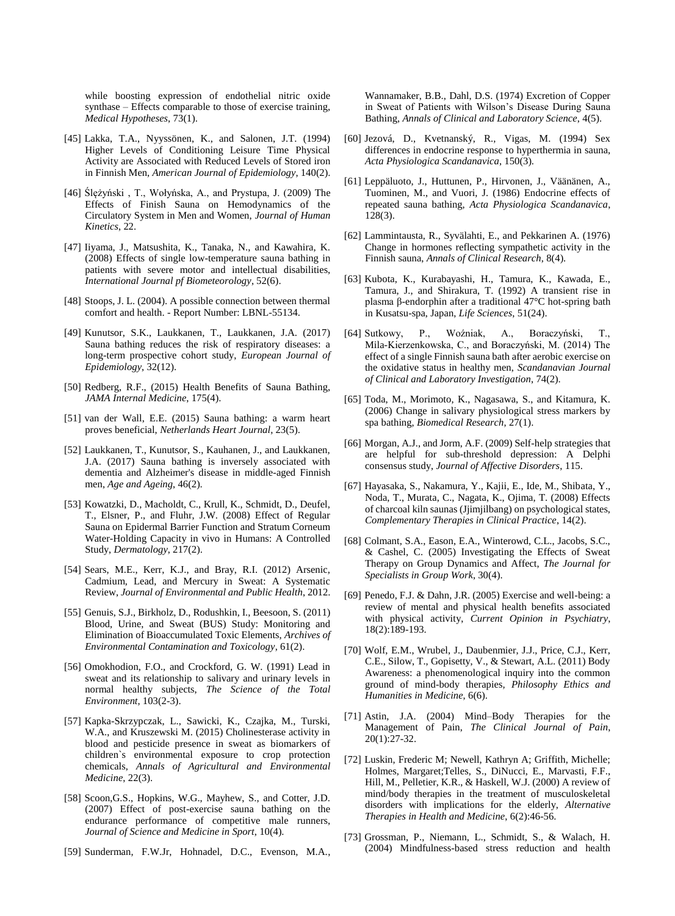while boosting expression of endothelial nitric oxide synthase – Effects comparable to those of exercise training, *Medical Hypotheses*, 73(1).

[45] Lakka, T.A., Nyyssönen, K., and Salonen, J.T. (1994) Higher Levels of Conditioning Leisure Time Physical Activity are Associated with Reduced Levels of Stored iron in Finnish Men, *American Journal of Epidemiology*, 140(2).

[46] Ślężyński , T., Wołyńska, A., and Prystupa, J. (2009) The Effects of Finish Sauna on Hemodynamics of the Circulatory System in Men and Women, *Journal of Human Kinetics*, 22.

[47] Iiyama, J., Matsushita, K., Tanaka, N., and Kawahira, K. (2008) Effects of single low-temperature sauna bathing in patients with severe motor and intellectual disabilities, *International Journal pf Biometeorology*, 52(6).

[48] Stoops, J. L. (2004). A possible connection between thermal comfort and health. - Report Number: LBNL-55134.

[49] Kunutsor, S.K., Laukkanen, T., Laukkanen, J.A. (2017) Sauna bathing reduces the risk of respiratory diseases: a long-term prospective cohort study, *European Journal of Epidemiology*, 32(12).

[50] Redberg, R.F., (2015) Health Benefits of Sauna Bathing, *JAMA Internal Medicine*, 175(4).

[51] van der Wall, E.E. (2015) Sauna bathing: a warm heart proves beneficial, *Netherlands Heart Journal*, 23(5).

[52] Laukkanen, T., Kunutsor, S., Kauhanen, J., and Laukkanen, J.A. (2017) Sauna bathing is inversely associated with dementia and Alzheimer's disease in middle-aged Finnish men, *Age and Ageing*, 46(2).

[53] Kowatzki, D., Macholdt, C., Krull, K., Schmidt, D., Deufel, T., Elsner, P., and Fluhr, J.W. (2008) Effect of Regular Sauna on Epidermal Barrier Function and Stratum Corneum Water-Holding Capacity in vivo in Humans: A Controlled Study, *Dermatology*, 217(2).

[54] Sears, M.E., Kerr, K.J., and Bray, R.I. (2012) Arsenic, Cadmium, Lead, and Mercury in Sweat: A Systematic Review, *Journal of Environmental and Public Health*, 2012.

[55] Genuis, S.J., Birkholz, D., Rodushkin, I., Beesoon, S. (2011) Blood, Urine, and Sweat (BUS) Study: Monitoring and Elimination of Bioaccumulated Toxic Elements, *Archives of Environmental Contamination and Toxicology*, 61(2).

[56] Omokhodion, F.O., and Crockford, G. W. (1991) Lead in sweat and its relationship to salivary and urinary levels in normal healthy subjects, *The Science of the Total Environment*, 103(2-3).

[57] Kapka-Skrzypczak, L., Sawicki, K., Czajka, M., Turski, W.A., and Kruszewski M. (2015) Cholinesterase activity in blood and pesticide presence in sweat as biomarkers of children`s environmental exposure to crop protection chemicals, *Annals of Agricultural and Environmental Medicine*, 22(3).

[58] Scoon,G.S., Hopkins, W.G., Mayhew, S., and Cotter, J.D. (2007) Effect of post-exercise sauna bathing on the endurance performance of competitive male runners, *Journal of Science and Medicine in Sport*, 10(4).

[59] Sunderman, F.W.Jr, Hohnadel, D.C., Evenson, M.A., Wannamaker, B.B., Dahl, D.S. (1974) Excretion of Copper in Sweat of Patients with Wilson's Disease During Sauna Bathing, *Annals of Clinical and Laboratory Science*, 4(5).

[60] Jezová, D., Kvetnanský, R., Vigas, M. (1994) Sex differences in endocrine response to hyperthermia in sauna, *Acta Physiologica Scandanavica*, 150(3).

[61] Leppäluoto, J., Huttunen, P., Hirvonen, J., Väänänen, A., Tuominen, M., and Vuori, J. (1986) Endocrine effects of repeated sauna bathing, *Acta Physiologica Scandanavica*, 128(3).

[62] Lammintausta, R., Syvälahti, E., and Pekkarinen A. (1976) Change in hormones reflecting sympathetic activity in the Finnish sauna, *Annals of Clinical Research*, 8(4).

[63] Kubota, K., Kurabayashi, H., Tamura, K., Kawada, E., Tamura, J., and Shirakura, T. (1992) A transient rise in plasma β-endorphin after a traditional 47°C hot-spring bath in Kusatsu-spa, Japan, *Life Sciences*, 51(24).

[64] Sutkowy, P., Woźniak, A., Boraczyński, T., Mila-Kierzenkowska, C., and Boraczyński, M. (2014) The effect of a single Finnish sauna bath after aerobic exercise on the oxidative status in healthy men, *Scandanavian Journal of Clinical and Laboratory Investigation*, 74(2).

[65] Toda, M., Morimoto, K., Nagasawa, S., and Kitamura, K. (2006) Change in salivary physiological stress markers by spa bathing, *Biomedical Research*, 27(1).

[66] Morgan, A.J., and Jorm, A.F. (2009) Self-help strategies that are helpful for sub-threshold depression: A Delphi consensus study, *Journal of Affective Disorders*, 115.

[67] Hayasaka, S., Nakamura, Y., Kajii, E., Ide, M., Shibata, Y., Noda, T., Murata, C., Nagata, K., Ojima, T. (2008) Effects of charcoal kiln saunas (Jjimjilbang) on psychological states, *Complementary Therapies in Clinical Practice*, 14(2).

[68] Colmant, S.A., Eason, E.A., Winterowd, C.L., Jacobs, S.C., & Cashel, C. (2005) Investigating the Effects of Sweat Therapy on Group Dynamics and Affect, *The Journal for Specialists in Group Work*, 30(4).

[69] Penedo, F.J. & Dahn, J.R. (2005) Exercise and well-being: a review of mental and physical health benefits associated with physical activity, *Current Opinion in Psychiatry*, 18(2):189-193.

[70] Wolf, E.M., Wrubel, J., Daubenmier, J.J., Price, C.J., Kerr, C.E., Silow, T., Gopisetty, V., & Stewart, A.L. (2011) Body Awareness: a phenomenological inquiry into the common ground of mind-body therapies, *Philosophy Ethics and Humanities in Medicine*, 6(6).

[71] Astin, J.A. (2004) Mind–Body Therapies for the Management of Pain, *The Clinical Journal of Pain*, 20(1):27-32.

[72] Luskin, Frederic M; Newell, Kathryn A; Griffith, Michelle; Holmes, Margaret;Telles, S., DiNucci, E., Marvasti, F.F., Hill, M., Pelletier, K.R., & Haskell, W.J. (2000) A review of mind/body therapies in the treatment of musculoskeletal disorders with implications for the elderly, *Alternative Therapies in Health and Medicine*, 6(2):46-56.

[73] Grossman, P., Niemann, L., Schmidt, S., & Walach, H. (2004) Mindfulness-based stress reduction and health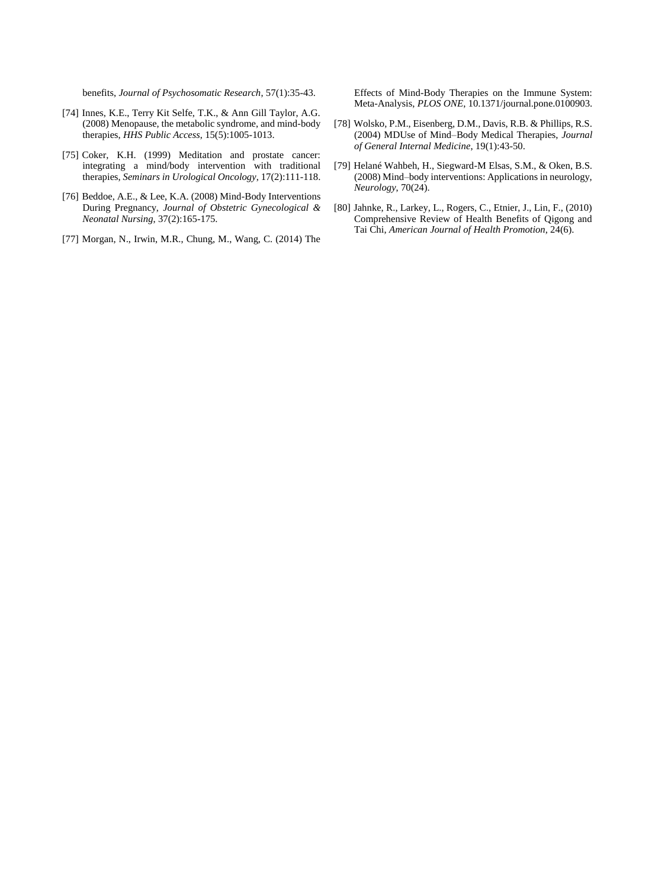benefits, *Journal of Psychosomatic Research*, 57(1):35-43.

[74] Innes, K.E., Terry Kit Selfe, T.K., & Ann Gill Taylor, A.G. (2008) Menopause, the metabolic syndrome, and mind-body therapies, *HHS Public Access*, 15(5):1005-1013.

[75] Coker, K.H. (1999) Meditation and prostate cancer: integrating a mind/body intervention with traditional therapies, *Seminars in Urological Oncology*, 17(2):111-118.

[76] Beddoe, A.E., & Lee, K.A. (2008) Mind-Body Interventions During Pregnancy, *Journal of Obstetric Gynecological & Neonatal Nursing*, 37(2):165-175.

[77] Morgan, N., Irwin, M.R., Chung, M., Wang, C. (2014) The Effects of Mind-Body Therapies on the Immune System: Meta-Analysis, *PLOS ONE*, 10.1371/journal.pone.0100903.

[78] Wolsko, P.M., Eisenberg, D.M., Davis, R.B. & Phillips, R.S. (2004) MDUse of Mind–Body Medical Therapies, *Journal of General Internal Medicine*, 19(1):43-50.

[79] Helané Wahbeh, H., Siegward-M Elsas, S.M., & Oken, B.S. (2008) Mind–body interventions: Applications in neurology, *Neurology*, 70(24).

[80] Jahnke, R., Larkey, L., Rogers, C., Etnier, J., Lin, F., (2010) Comprehensive Review of Health Benefits of Qigong and Tai Chi, *American Journal of Health Promotion*, 24(6).